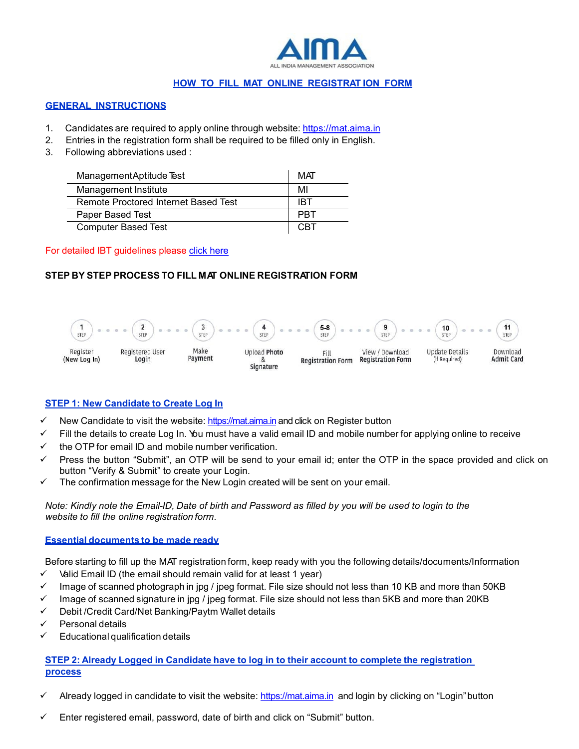AIMA

ALL INDIA MANAGEMENT ASSOCIATION

# HOW TO FILL MAT ONLINE REGISTRATION FORM

## GENERAL INSTRUCTIONS

1. Candidates are required to apply online through website: https://mat.aima.in
2. Entries in the registration form shall be required to be filled only in English.
3. Following abbreviations used :

| | |
|---|---|
| Management Aptitude Test | MAT |
| Management Institute | MI |
| Remote Proctored Internet Based Test | IBT |
| Paper Based Test | PBT |
| Computer Based Test | CBT |

For detailed IBT guidelines please click here

**STEP BY STEP PROCESS TO FILL MAT ONLINE REGISTRATION FORM**

1 STEP Register (New Log In)
2 STEP Registered User Login
3 STEP Make Payment
4 STEP Upload Photo & Signature
5-8 STEP Fill Registration Form
9 STEP View / Download Registration Form
10 STEP Update Details (If Required)
11 STEP Download Admit Card

## STEP 1: New Candidate to Create Log In

- ✓ New Candidate to visit the website: https://mat.aima.in and click on Register button
- ✓ Fill the details to create Log In. You must have a valid email ID and mobile number for applying online to receive
- ✓ the OTP for email ID and mobile number verification.
- ✓ Press the button "Submit", an OTP will be send to your email id; enter the OTP in the space provided and click on button "Verify & Submit" to create your Login.
- ✓ The confirmation message for the New Login created will be sent on your email.

*Note: Kindly note the Email-ID, Date of birth and Password as filled by you will be used to login to the website to fill the online registration form.*

## Essential documents to be made ready

Before starting to fill up the MAT registration form, keep ready with you the following details/documents/Information

- ✓ Valid Email ID (the email should remain valid for at least 1 year)
- ✓ Image of scanned photograph in jpg / jpeg format. File size should not less than 10 KB and more than 50KB
- ✓ Image of scanned signature in jpg / jpeg format. File size should not less than 5KB and more than 20KB
- ✓ Debit /Credit Card/Net Banking/Paytm Wallet details
- ✓ Personal details
- ✓ Educational qualification details

## STEP 2: Already Logged in Candidate have to log in to their account to complete the registration process

- ✓ Already logged in candidate to visit the website: https://mat.aima.in and login by clicking on "Login" button
- ✓ Enter registered email, password, date of birth and click on "Submit" button.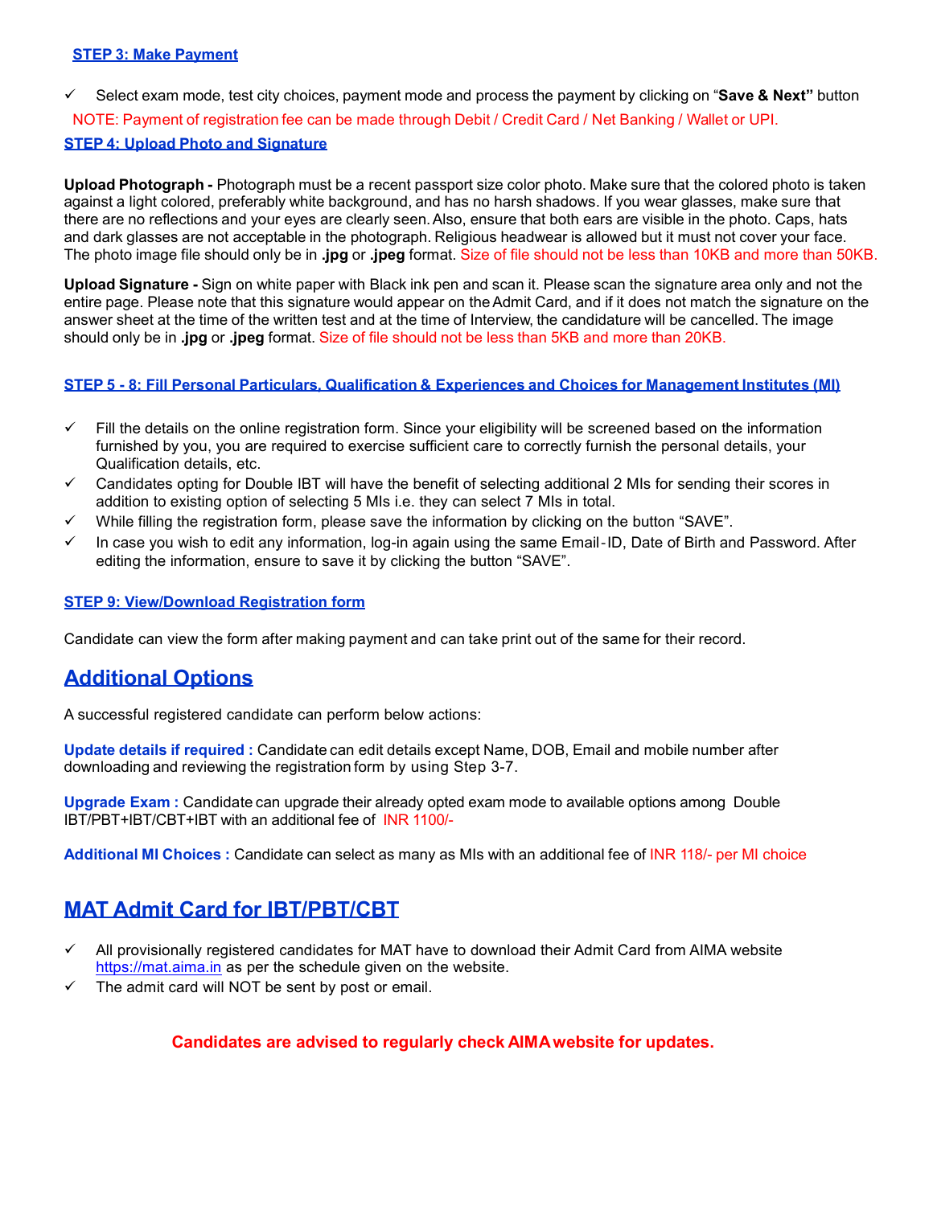**STEP 3: Make Payment**

- ✓ Select exam mode, test city choices, payment mode and process the payment by clicking on "**Save & Next"** button

NOTE: Payment of registration fee can be made through Debit / Credit Card / Net Banking / Wallet or UPI.

**STEP 4: Upload Photo and Signature**

**Upload Photograph -** Photograph must be a recent passport size color photo. Make sure that the colored photo is taken against a light colored, preferably white background, and has no harsh shadows. If you wear glasses, make sure that there are no reflections and your eyes are clearly seen. Also, ensure that both ears are visible in the photo. Caps, hats and dark glasses are not acceptable in the photograph. Religious headwear is allowed but it must not cover your face. The photo image file should only be in **.jpg** or **.jpeg** format. Size of file should not be less than 10KB and more than 50KB.

**Upload Signature -** Sign on white paper with Black ink pen and scan it. Please scan the signature area only and not the entire page. Please note that this signature would appear on the Admit Card, and if it does not match the signature on the answer sheet at the time of the written test and at the time of Interview, the candidature will be cancelled. The image should only be in **.jpg** or **.jpeg** format. Size of file should not be less than 5KB and more than 20KB.

**STEP 5 - 8: Fill Personal Particulars, Qualification & Experiences and Choices for Management Institutes (MI)**

- ✓ Fill the details on the online registration form. Since your eligibility will be screened based on the information furnished by you, you are required to exercise sufficient care to correctly furnish the personal details, your Qualification details, etc.
- ✓ Candidates opting for Double IBT will have the benefit of selecting additional 2 MIs for sending their scores in addition to existing option of selecting 5 MIs i.e. they can select 7 MIs in total.
- ✓ While filling the registration form, please save the information by clicking on the button "SAVE".
- ✓ In case you wish to edit any information, log-in again using the same Email-ID, Date of Birth and Password. After editing the information, ensure to save it by clicking the button "SAVE".

**STEP 9: View/Download Registration form**

Candidate can view the form after making payment and can take print out of the same for their record.

## Additional Options

A successful registered candidate can perform below actions:

**Update details if required :** Candidate can edit details except Name, DOB, Email and mobile number after downloading and reviewing the registration form by using Step 3-7.

**Upgrade Exam :** Candidate can upgrade their already opted exam mode to available options among Double IBT/PBT+IBT/CBT+IBT with an additional fee of INR 1100/-

**Additional MI Choices :** Candidate can select as many as MIs with an additional fee of INR 118/- per MI choice

## MAT Admit Card for IBT/PBT/CBT

- ✓ All provisionally registered candidates for MAT have to download their Admit Card from AIMA website https://mat.aima.in as per the schedule given on the website.
- ✓ The admit card will NOT be sent by post or email.

**Candidates are advised to regularly check AIMA website for updates.**